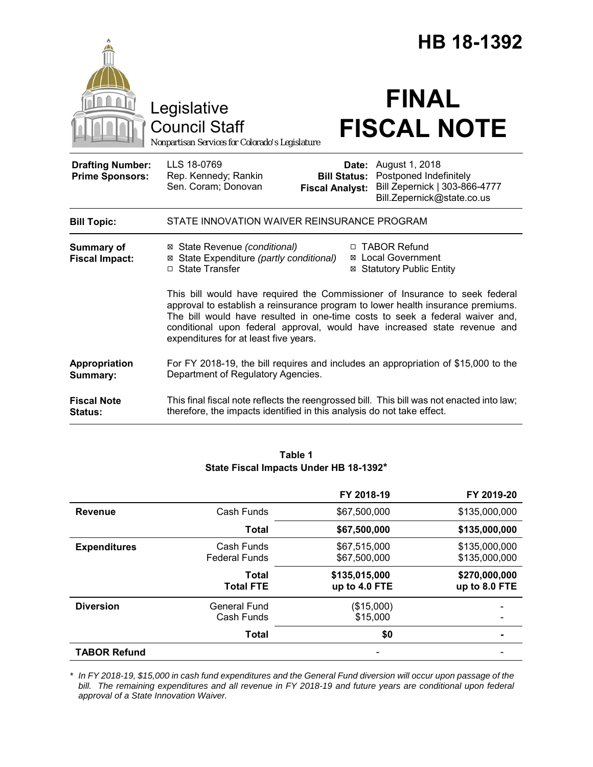# HB 18-1392

Legislative Council Staff

*Nonpartisan Services for Colorado's Legislature*

# FINAL FISCAL NOTE

| | | | |
|---|---|---|---|
| **Drafting Number:** | LLS 18-0769 | **Date:** | August 1, 2018 |
| **Prime Sponsors:** | Rep. Kennedy; Rankin<br>Sen. Coram; Donovan | **Bill Status:** | Postponed Indefinitely |
| | | **Fiscal Analyst:** | Bill Zepernick \| 303-866-4777<br>Bill.Zepernick@state.co.us |

| | |
|---|---|
| **Bill Topic:** | STATE INNOVATION WAIVER REINSURANCE PROGRAM |
| **Summary of Fiscal Impact:** | ☒ State Revenue *(conditional)*<br>☒ State Expenditure *(partly conditional)*<br>☐ State Transfer<br>☐ TABOR Refund<br>☒ Local Government<br>☒ Statutory Public Entity<br><br>This bill would have required the Commissioner of Insurance to seek federal approval to establish a reinsurance program to lower health insurance premiums. The bill would have resulted in one-time costs to seek a federal waiver and, conditional upon federal approval, would have increased state revenue and expenditures for at least five years. |
| **Appropriation Summary:** | For FY 2018-19, the bill requires and includes an appropriation of $15,000 to the Department of Regulatory Agencies. |
| **Fiscal Note Status:** | This final fiscal note reflects the reengrossed bill. This bill was not enacted into law; therefore, the impacts identified in this analysis do not take effect. |

**Table 1**
**State Fiscal Impacts Under HB 18-1392***

| | | FY 2018-19 | FY 2019-20 |
|---|---|---|---|
| **Revenue** | Cash Funds | $67,500,000 | $135,000,000 |
| | **Total** | **$67,500,000** | **$135,000,000** |
| **Expenditures** | Cash Funds<br>Federal Funds | $67,515,000<br>$67,500,000 | $135,000,000<br>$135,000,000 |
| | **Total**<br>**Total FTE** | **$135,015,000**<br>**up to 4.0 FTE** | **$270,000,000**<br>**up to 8.0 FTE** |
| **Diversion** | General Fund<br>Cash Funds | ($15,000)<br>$15,000 | -<br>- |
| | **Total** | **$0** | **-** |
| **TABOR Refund** | | - | - |

\* *In FY 2018-19, $15,000 in cash fund expenditures and the General Fund diversion will occur upon passage of the bill. The remaining expenditures and all revenue in FY 2018-19 and future years are conditional upon federal approval of a State Innovation Waiver.*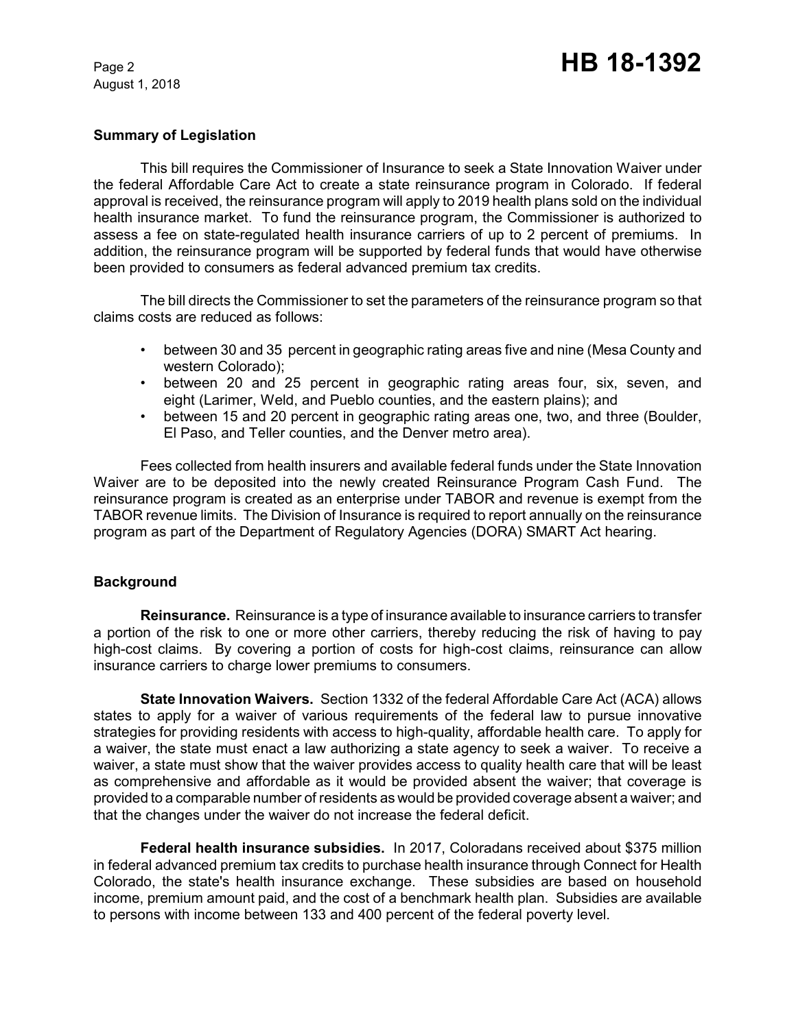## Summary of Legislation

This bill requires the Commissioner of Insurance to seek a State Innovation Waiver under the federal Affordable Care Act to create a state reinsurance program in Colorado. If federal approval is received, the reinsurance program will apply to 2019 health plans sold on the individual health insurance market. To fund the reinsurance program, the Commissioner is authorized to assess a fee on state-regulated health insurance carriers of up to 2 percent of premiums. In addition, the reinsurance program will be supported by federal funds that would have otherwise been provided to consumers as federal advanced premium tax credits.

The bill directs the Commissioner to set the parameters of the reinsurance program so that claims costs are reduced as follows:

- between 30 and 35 percent in geographic rating areas five and nine (Mesa County and western Colorado);
- between 20 and 25 percent in geographic rating areas four, six, seven, and eight (Larimer, Weld, and Pueblo counties, and the eastern plains); and
- between 15 and 20 percent in geographic rating areas one, two, and three (Boulder, El Paso, and Teller counties, and the Denver metro area).

Fees collected from health insurers and available federal funds under the State Innovation Waiver are to be deposited into the newly created Reinsurance Program Cash Fund. The reinsurance program is created as an enterprise under TABOR and revenue is exempt from the TABOR revenue limits. The Division of Insurance is required to report annually on the reinsurance program as part of the Department of Regulatory Agencies (DORA) SMART Act hearing.

## Background

**Reinsurance.** Reinsurance is a type of insurance available to insurance carriers to transfer a portion of the risk to one or more other carriers, thereby reducing the risk of having to pay high-cost claims. By covering a portion of costs for high-cost claims, reinsurance can allow insurance carriers to charge lower premiums to consumers.

**State Innovation Waivers.** Section 1332 of the federal Affordable Care Act (ACA) allows states to apply for a waiver of various requirements of the federal law to pursue innovative strategies for providing residents with access to high-quality, affordable health care. To apply for a waiver, the state must enact a law authorizing a state agency to seek a waiver. To receive a waiver, a state must show that the waiver provides access to quality health care that will be least as comprehensive and affordable as it would be provided absent the waiver; that coverage is provided to a comparable number of residents as would be provided coverage absent a waiver; and that the changes under the waiver do not increase the federal deficit.

**Federal health insurance subsidies.** In 2017, Coloradans received about $375 million in federal advanced premium tax credits to purchase health insurance through Connect for Health Colorado, the state's health insurance exchange. These subsidies are based on household income, premium amount paid, and the cost of a benchmark health plan. Subsidies are available to persons with income between 133 and 400 percent of the federal poverty level.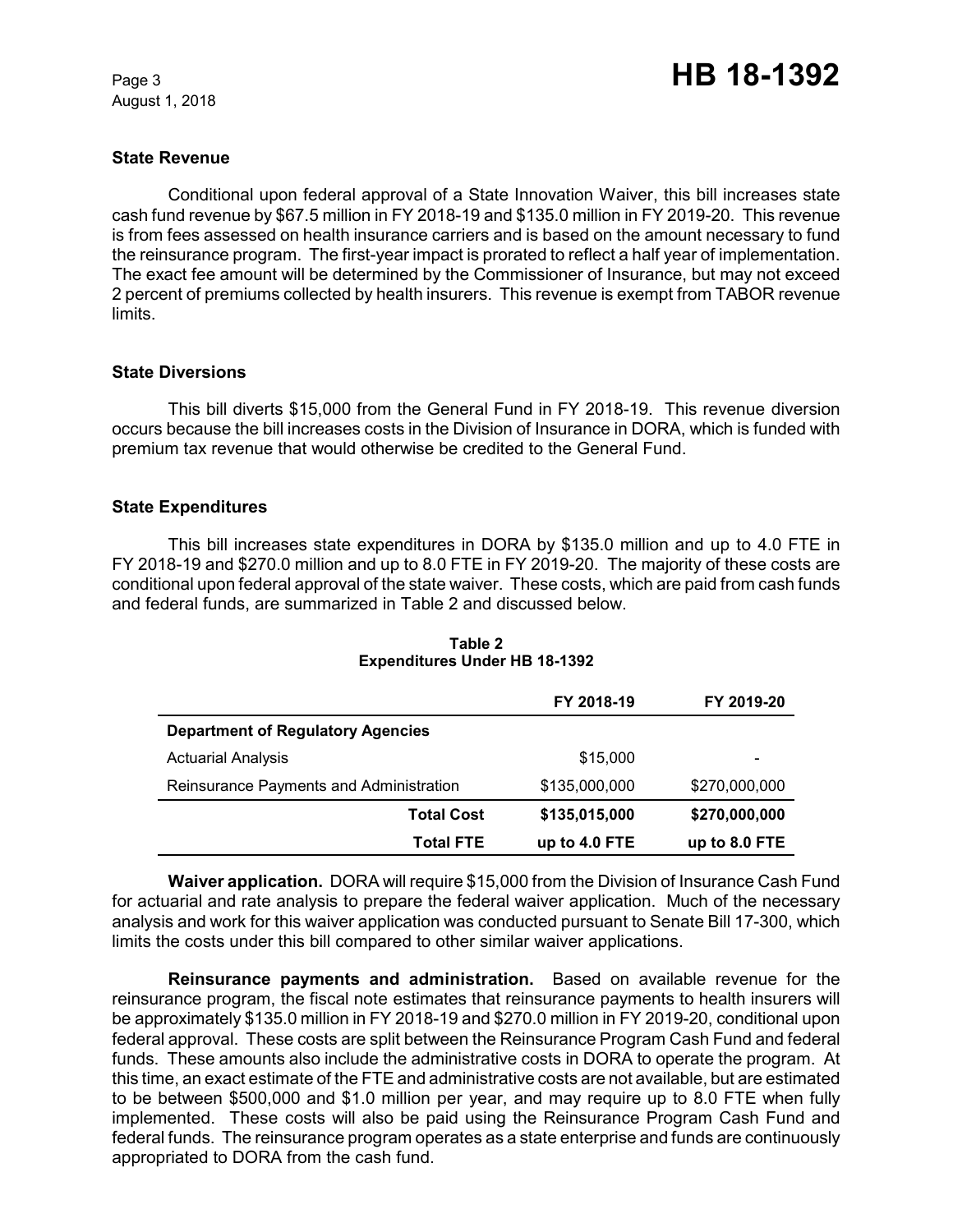### State Revenue

Conditional upon federal approval of a State Innovation Waiver, this bill increases state cash fund revenue by $67.5 million in FY 2018-19 and $135.0 million in FY 2019-20. This revenue is from fees assessed on health insurance carriers and is based on the amount necessary to fund the reinsurance program. The first-year impact is prorated to reflect a half year of implementation. The exact fee amount will be determined by the Commissioner of Insurance, but may not exceed 2 percent of premiums collected by health insurers. This revenue is exempt from TABOR revenue limits.

### State Diversions

This bill diverts $15,000 from the General Fund in FY 2018-19. This revenue diversion occurs because the bill increases costs in the Division of Insurance in DORA, which is funded with premium tax revenue that would otherwise be credited to the General Fund.

### State Expenditures

This bill increases state expenditures in DORA by $135.0 million and up to 4.0 FTE in FY 2018-19 and $270.0 million and up to 8.0 FTE in FY 2019-20. The majority of these costs are conditional upon federal approval of the state waiver. These costs, which are paid from cash funds and federal funds, are summarized in Table 2 and discussed below.

**Table 2**
**Expenditures Under HB 18-1392**

| | FY 2018-19 | FY 2019-20 |
|---|---|---|
| **Department of Regulatory Agencies** | | |
| Actuarial Analysis | $15,000 | - |
| Reinsurance Payments and Administration | $135,000,000 | $270,000,000 |
| **Total Cost** | **$135,015,000** | **$270,000,000** |
| **Total FTE** | **up to 4.0 FTE** | **up to 8.0 FTE** |

**Waiver application.** DORA will require $15,000 from the Division of Insurance Cash Fund for actuarial and rate analysis to prepare the federal waiver application. Much of the necessary analysis and work for this waiver application was conducted pursuant to Senate Bill 17-300, which limits the costs under this bill compared to other similar waiver applications.

**Reinsurance payments and administration.** Based on available revenue for the reinsurance program, the fiscal note estimates that reinsurance payments to health insurers will be approximately $135.0 million in FY 2018-19 and $270.0 million in FY 2019-20, conditional upon federal approval. These costs are split between the Reinsurance Program Cash Fund and federal funds. These amounts also include the administrative costs in DORA to operate the program. At this time, an exact estimate of the FTE and administrative costs are not available, but are estimated to be between $500,000 and $1.0 million per year, and may require up to 8.0 FTE when fully implemented. These costs will also be paid using the Reinsurance Program Cash Fund and federal funds. The reinsurance program operates as a state enterprise and funds are continuously appropriated to DORA from the cash fund.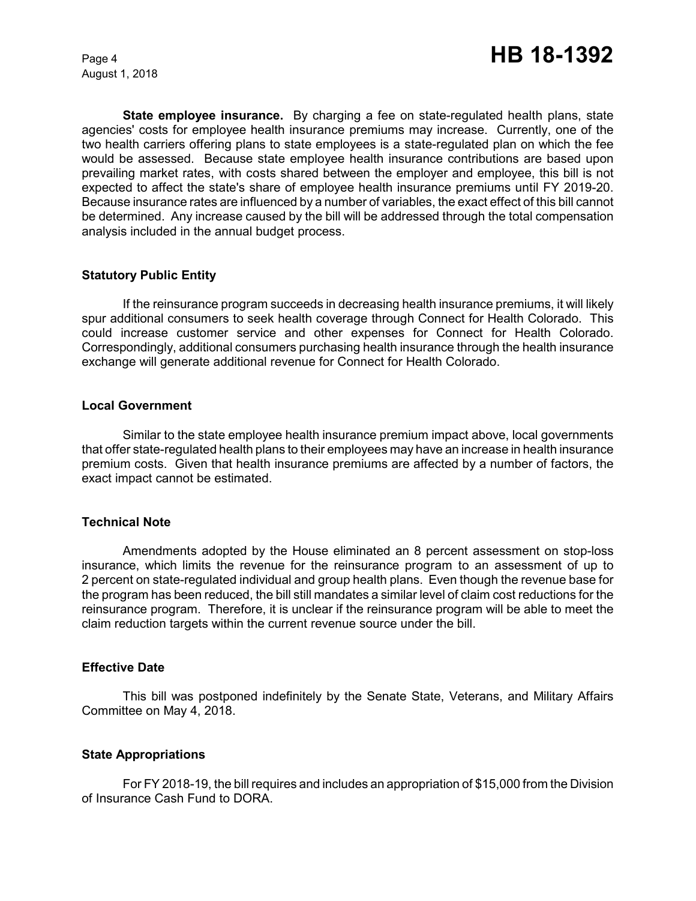**State employee insurance.** By charging a fee on state-regulated health plans, state agencies' costs for employee health insurance premiums may increase. Currently, one of the two health carriers offering plans to state employees is a state-regulated plan on which the fee would be assessed. Because state employee health insurance contributions are based upon prevailing market rates, with costs shared between the employer and employee, this bill is not expected to affect the state's share of employee health insurance premiums until FY 2019-20. Because insurance rates are influenced by a number of variables, the exact effect of this bill cannot be determined. Any increase caused by the bill will be addressed through the total compensation analysis included in the annual budget process.

### Statutory Public Entity

If the reinsurance program succeeds in decreasing health insurance premiums, it will likely spur additional consumers to seek health coverage through Connect for Health Colorado. This could increase customer service and other expenses for Connect for Health Colorado. Correspondingly, additional consumers purchasing health insurance through the health insurance exchange will generate additional revenue for Connect for Health Colorado.

### Local Government

Similar to the state employee health insurance premium impact above, local governments that offer state-regulated health plans to their employees may have an increase in health insurance premium costs. Given that health insurance premiums are affected by a number of factors, the exact impact cannot be estimated.

### Technical Note

Amendments adopted by the House eliminated an 8 percent assessment on stop-loss insurance, which limits the revenue for the reinsurance program to an assessment of up to 2 percent on state-regulated individual and group health plans. Even though the revenue base for the program has been reduced, the bill still mandates a similar level of claim cost reductions for the reinsurance program. Therefore, it is unclear if the reinsurance program will be able to meet the claim reduction targets within the current revenue source under the bill.

### Effective Date

This bill was postponed indefinitely by the Senate State, Veterans, and Military Affairs Committee on May 4, 2018.

### State Appropriations

For FY 2018-19, the bill requires and includes an appropriation of $15,000 from the Division of Insurance Cash Fund to DORA.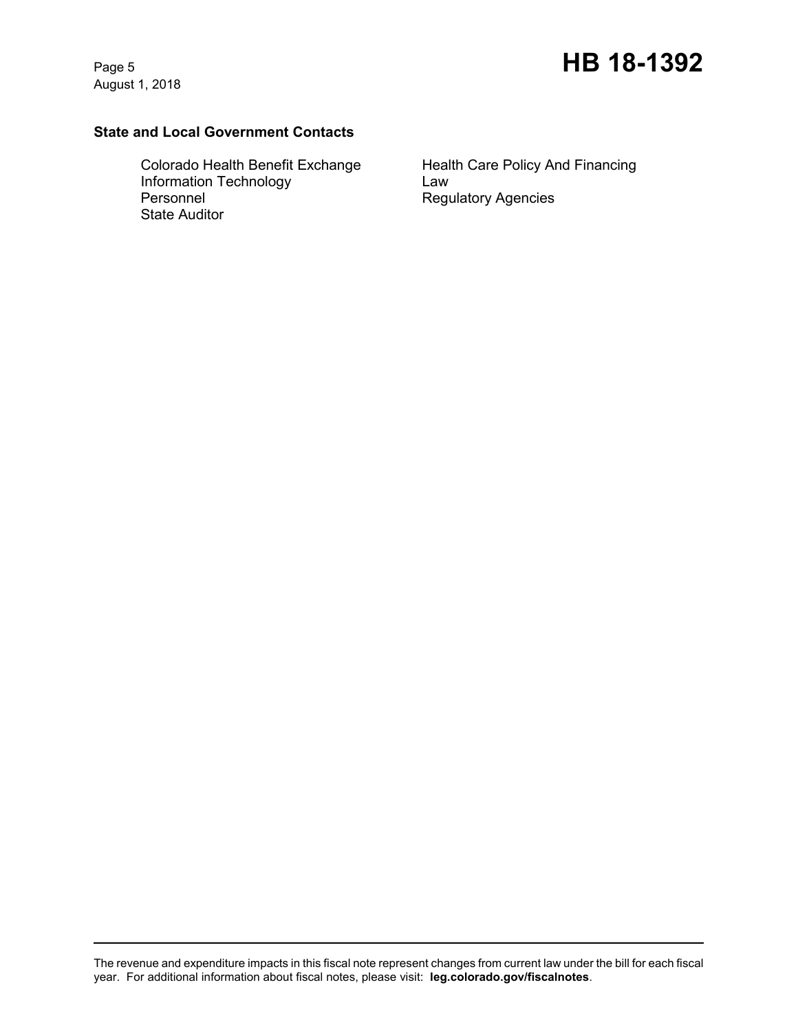### State and Local Government Contacts

Colorado Health Benefit Exchange
Health Care Policy And Financing
Information Technology
Law
Personnel
Regulatory Agencies
State Auditor

The revenue and expenditure impacts in this fiscal note represent changes from current law under the bill for each fiscal year. For additional information about fiscal notes, please visit: **leg.colorado.gov/fiscalnotes**.